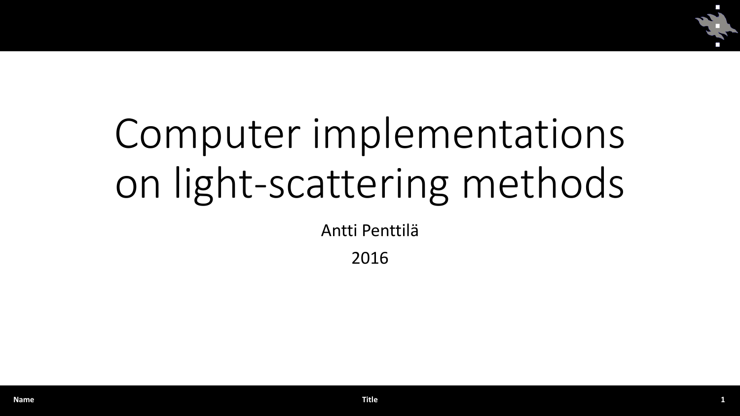# Computer implementations on light-scattering methods

Antti Penttilä

2016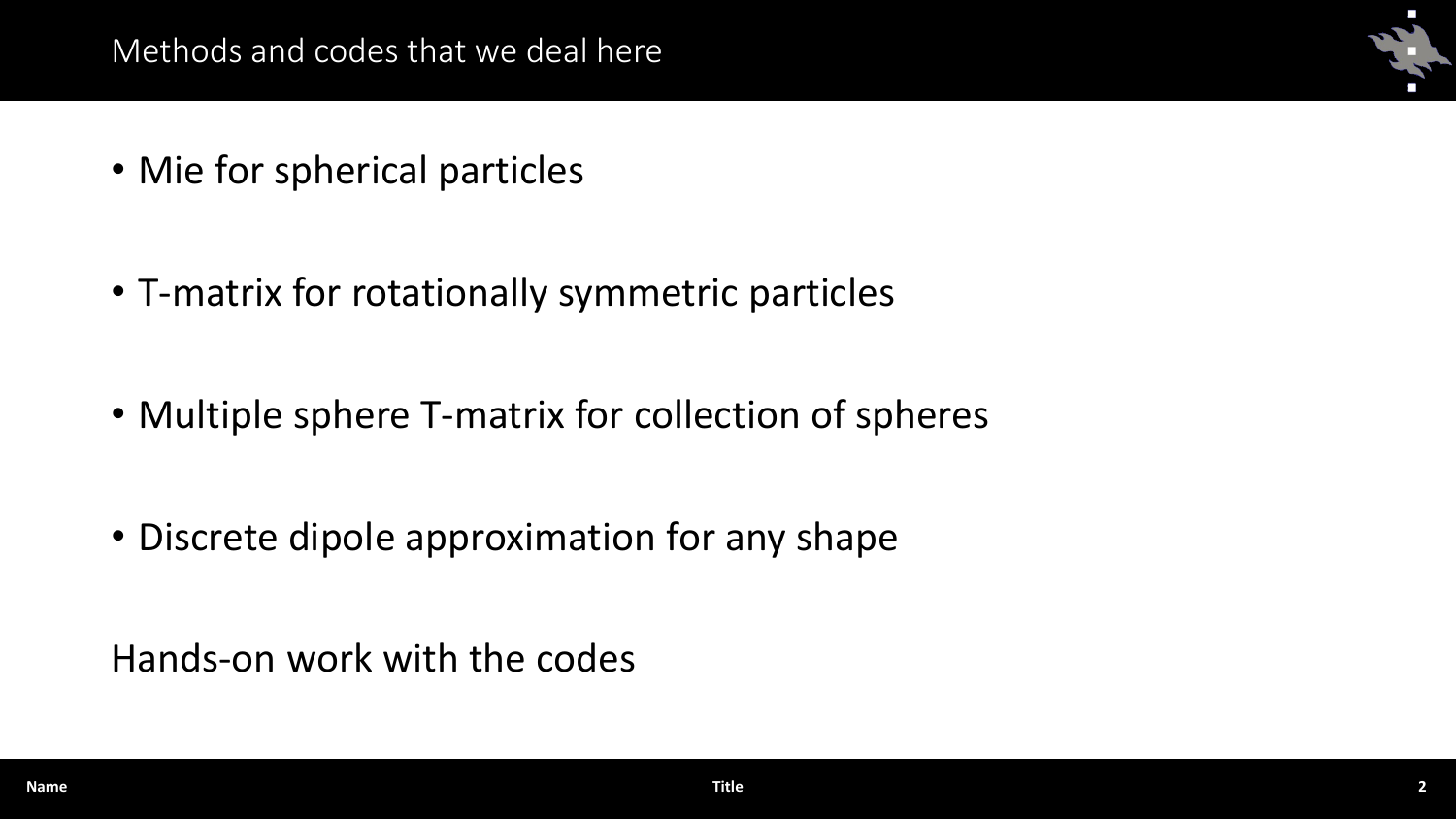# Methods and codes that we deal here

- Mie for spherical particles
- T-matrix for rotationally symmetric particles
- Multiple sphere T-matrix for collection of spheres
- Discrete dipole approximation for any shape

Hands-on work with the codes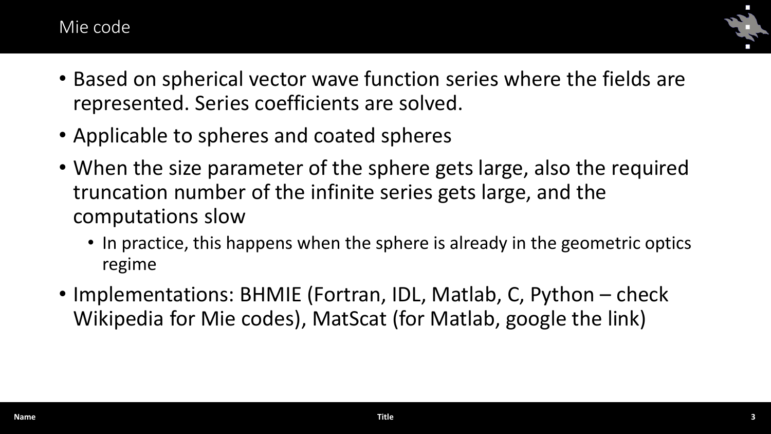# Mie code

- Based on spherical vector wave function series where the fields are represented. Series coefficients are solved.
- Applicable to spheres and coated spheres
- When the size parameter of the sphere gets large, also the required truncation number of the infinite series gets large, and the computations slow
  - In practice, this happens when the sphere is already in the geometric optics regime
- Implementations: BHMIE (Fortran, IDL, Matlab, C, Python – check Wikipedia for Mie codes), MatScat (for Matlab, google the link)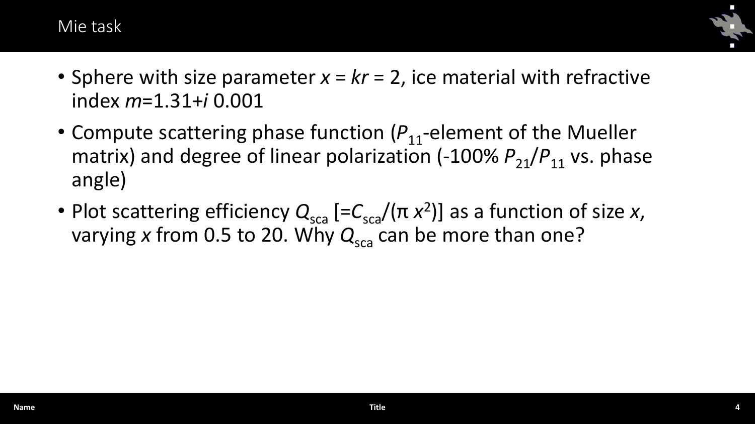# Mie task

- Sphere with size parameter $x = kr = 2$, ice material with refractive index $m$=1.31+$i$ 0.001
- Compute scattering phase function ($P_{11}$-element of the Mueller matrix) and degree of linear polarization (-100% $P_{21}/P_{11}$ vs. phase angle)
- Plot scattering efficiency $Q_{sca}$ [$=C_{sca}/(\pi\, x^2)$] as a function of size $x$, varying $x$ from 0.5 to 20. Why $Q_{sca}$ can be more than one?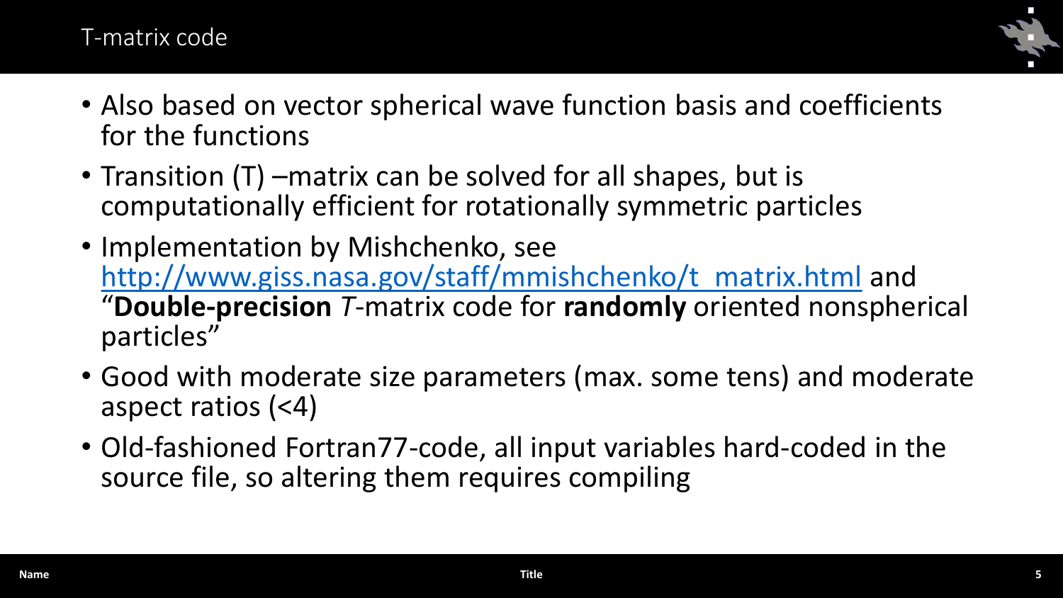# T-matrix code

- Also based on vector spherical wave function basis and coefficients for the functions
- Transition (T) –matrix can be solved for all shapes, but is computationally efficient for rotationally symmetric particles
- Implementation by Mishchenko, see [http://www.giss.nasa.gov/staff/mmishchenko/t_matrix.html](http://www.giss.nasa.gov/staff/mmishchenko/t_matrix.html) and "**Double-precision** *T*-matrix code for **randomly** oriented nonspherical particles"
- Good with moderate size parameters (max. some tens) and moderate aspect ratios (<4)
- Old-fashioned Fortran77-code, all input variables hard-coded in the source file, so altering them requires compiling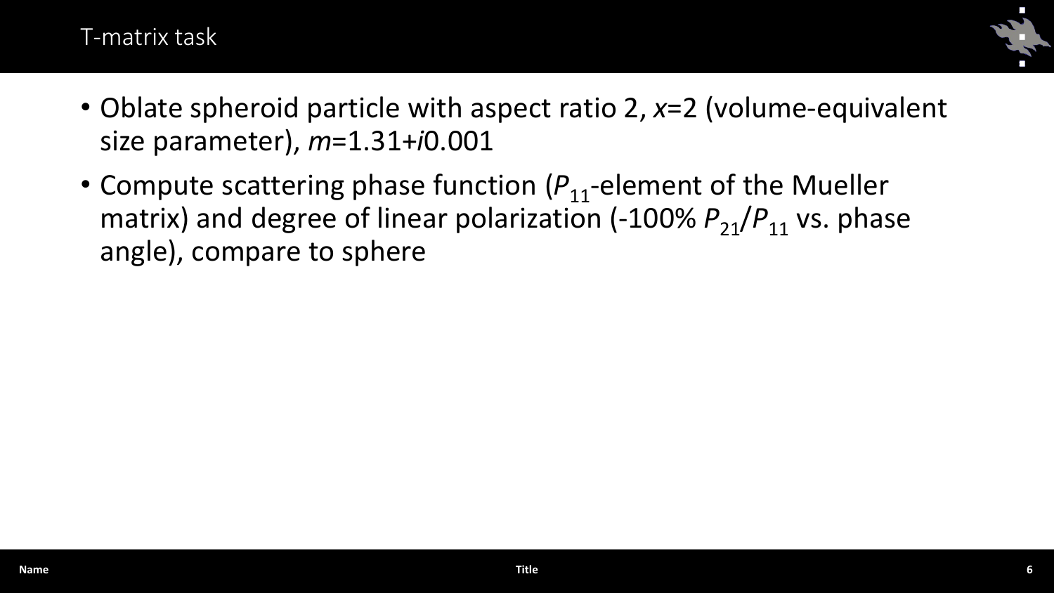# T-matrix task

- Oblate spheroid particle with aspect ratio 2, $x$=2 (volume-equivalent size parameter), $m$=1.31+$i$0.001
- Compute scattering phase function ($P_{11}$-element of the Mueller matrix) and degree of linear polarization (-100% $P_{21}/P_{11}$ vs. phase angle), compare to sphere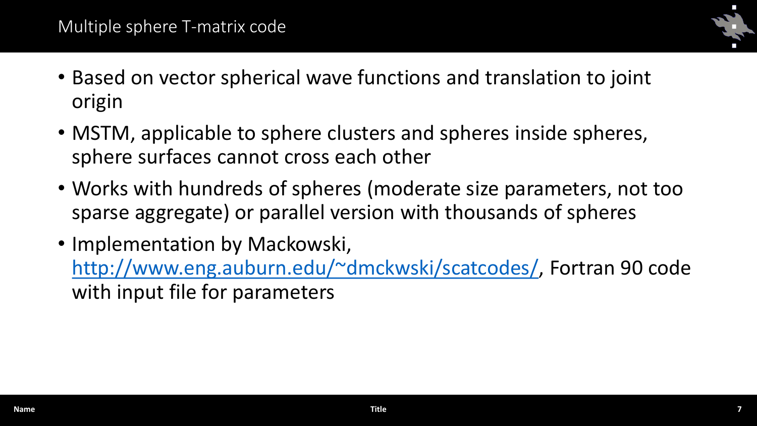# Multiple sphere T-matrix code

- Based on vector spherical wave functions and translation to joint origin
- MSTM, applicable to sphere clusters and spheres inside spheres, sphere surfaces cannot cross each other
- Works with hundreds of spheres (moderate size parameters, not too sparse aggregate) or parallel version with thousands of spheres
- Implementation by Mackowski, [http://www.eng.auburn.edu/~dmckwski/scatcodes/](http://www.eng.auburn.edu/~dmckwski/scatcodes/), Fortran 90 code with input file for parameters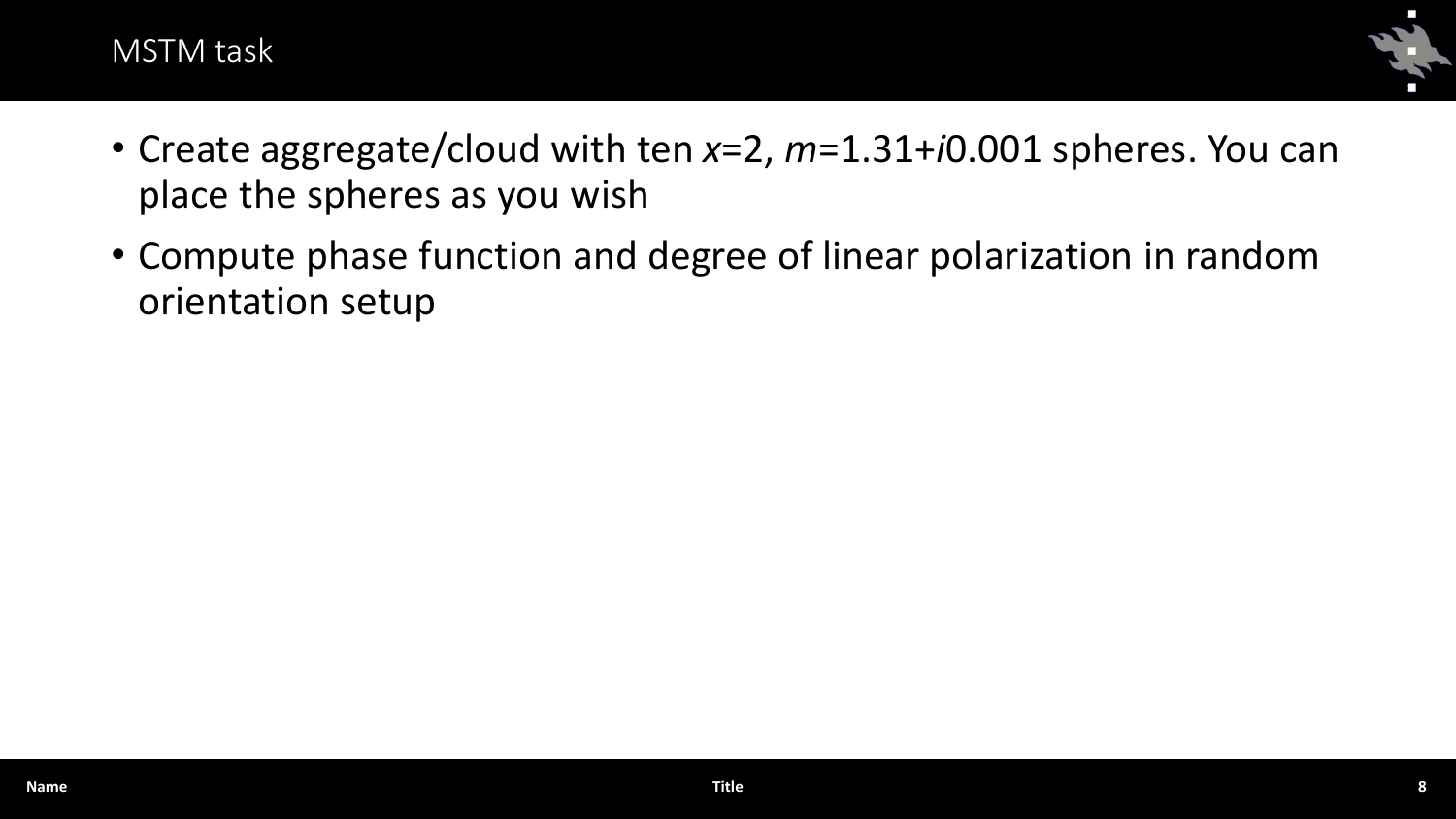## MSTM task

- Create aggregate/cloud with ten $x$=2, $m$=1.31+$i$0.001 spheres. You can place the spheres as you wish
- Compute phase function and degree of linear polarization in random orientation setup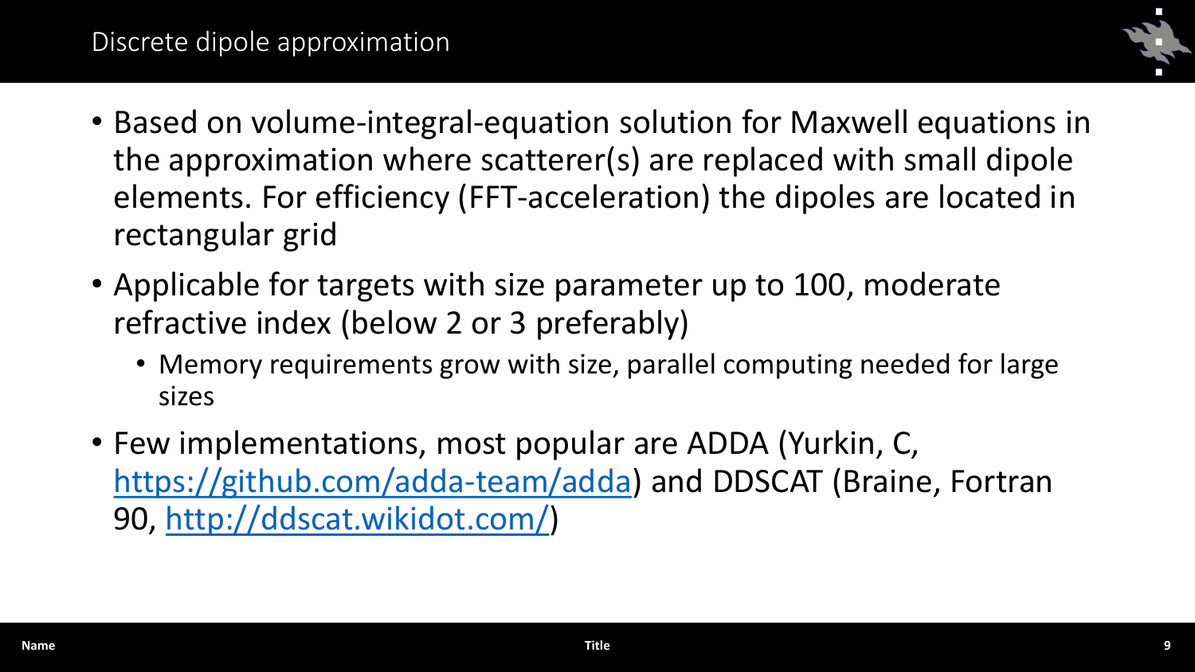# Discrete dipole approximation

- Based on volume-integral-equation solution for Maxwell equations in the approximation where scatterer(s) are replaced with small dipole elements. For efficiency (FFT-acceleration) the dipoles are located in rectangular grid
- Applicable for targets with size parameter up to 100, moderate refractive index (below 2 or 3 preferably)
  - Memory requirements grow with size, parallel computing needed for large sizes
- Few implementations, most popular are ADDA (Yurkin, C, [https://github.com/adda-team/adda](https://github.com/adda-team/adda)) and DDSCAT (Braine, Fortran 90, [http://ddscat.wikidot.com/](http://ddscat.wikidot.com/))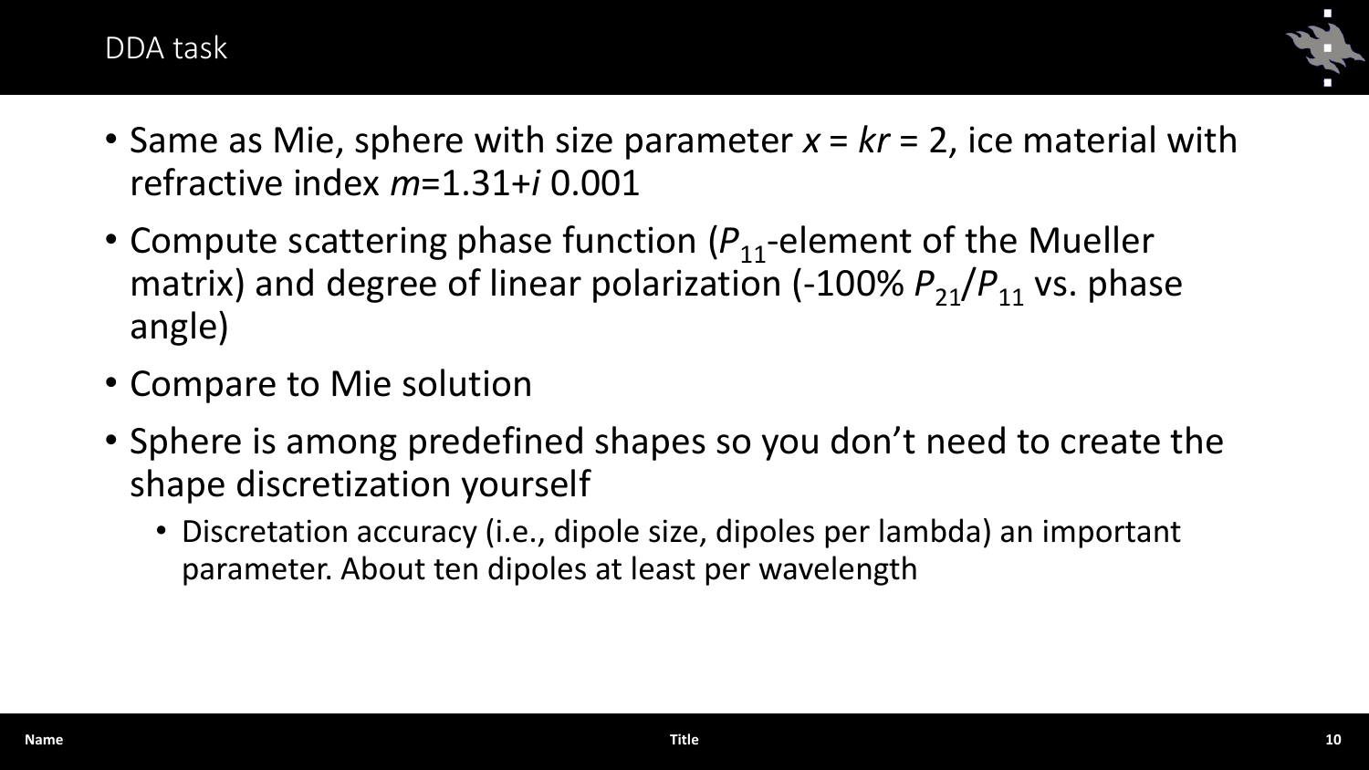# DDA task

- Same as Mie, sphere with size parameter $x = kr = 2$, ice material with refractive index $m$=1.31+$i$ 0.001
- Compute scattering phase function ($P_{11}$-element of the Mueller matrix) and degree of linear polarization (-100% $P_{21}/P_{11}$ vs. phase angle)
- Compare to Mie solution
- Sphere is among predefined shapes so you don't need to create the shape discretization yourself
  - Discretation accuracy (i.e., dipole size, dipoles per lambda) an important parameter. About ten dipoles at least per wavelength